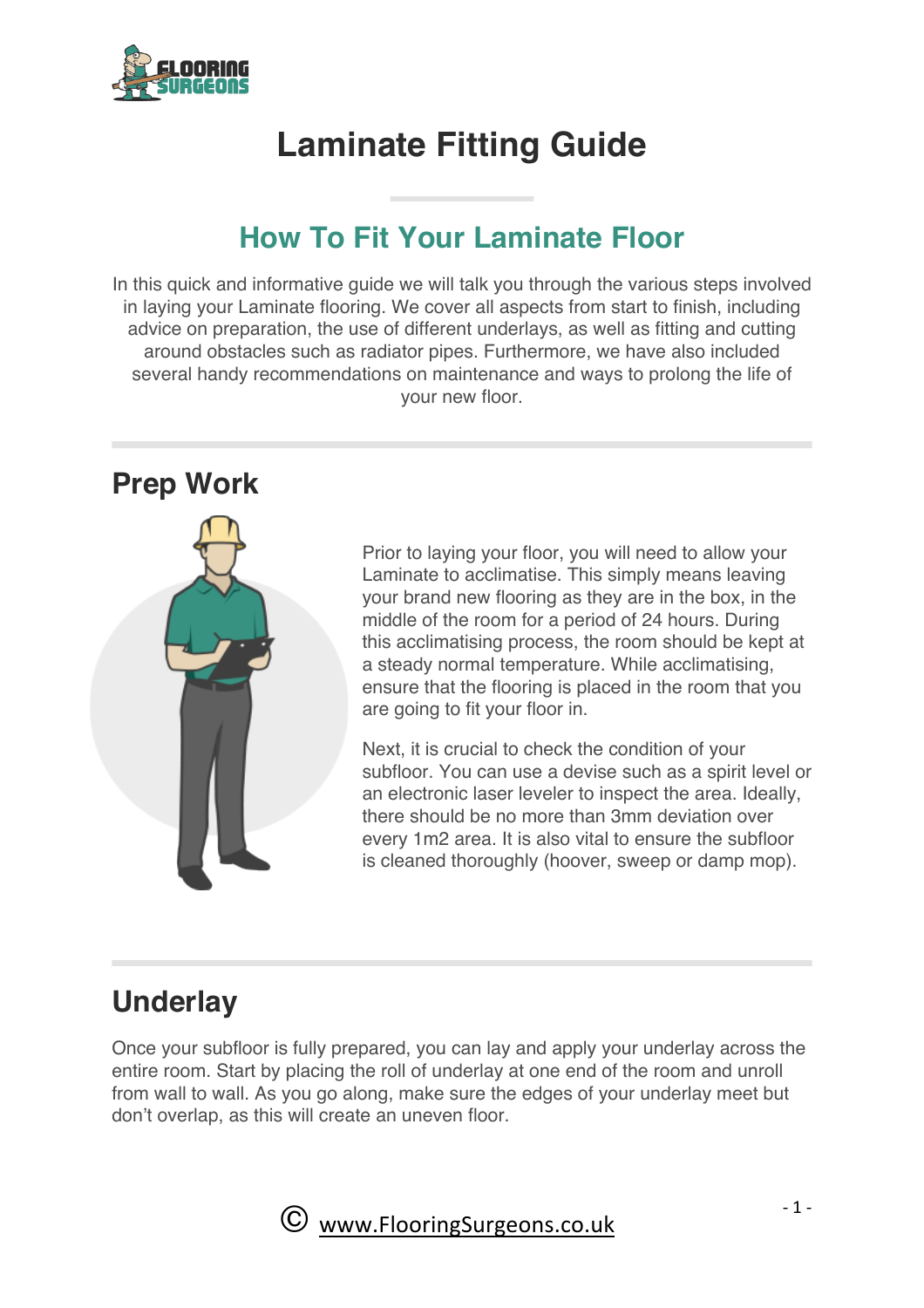# Laminate Fitting Guide

## How To Fit Your Laminate Floor

In this quick and informative guide we will talk you through the various steps involved in laying your Laminate flooring. We cover all aspects from start to finish, including advice on preparation, the use of different underlays, as well as fitting and cutting around obstacles such as radiator pipes. Furthermore, we have also included several handy recommendations on maintenance and ways to prolong the life of your new floor.

## Prep Work

Prior to laying your floor, you will need to allow your Laminate to acclimatise. This simply means leaving your brand new flooring as they are in the box, in the middle of the room for a period of 24 hours. During this acclimatising process, the room should be kept at a steady normal temperature. While acclimatising, ensure that the flooring is placed in the room that you are going to fit your floor in.

Next, it is crucial to check the condition of your subfloor. You can use a devise such as a spirit level or an electronic laser leveler to inspect the area. Ideally, there should be no more than 3mm deviation over every 1m2 area. It is also vital to ensure the subfloor is cleaned thoroughly (hoover, sweep or damp mop).

## Underlay

Once your subfloor is fully prepared, you can lay and apply your underlay across the entire room. Start by placing the roll of underlay at one end of the room and unroll from wall to wall. As you go along, make sure the edges of your underlay meet but don't overlap, as this will create an uneven floor.

© www.FlooringSurgeons.co.uk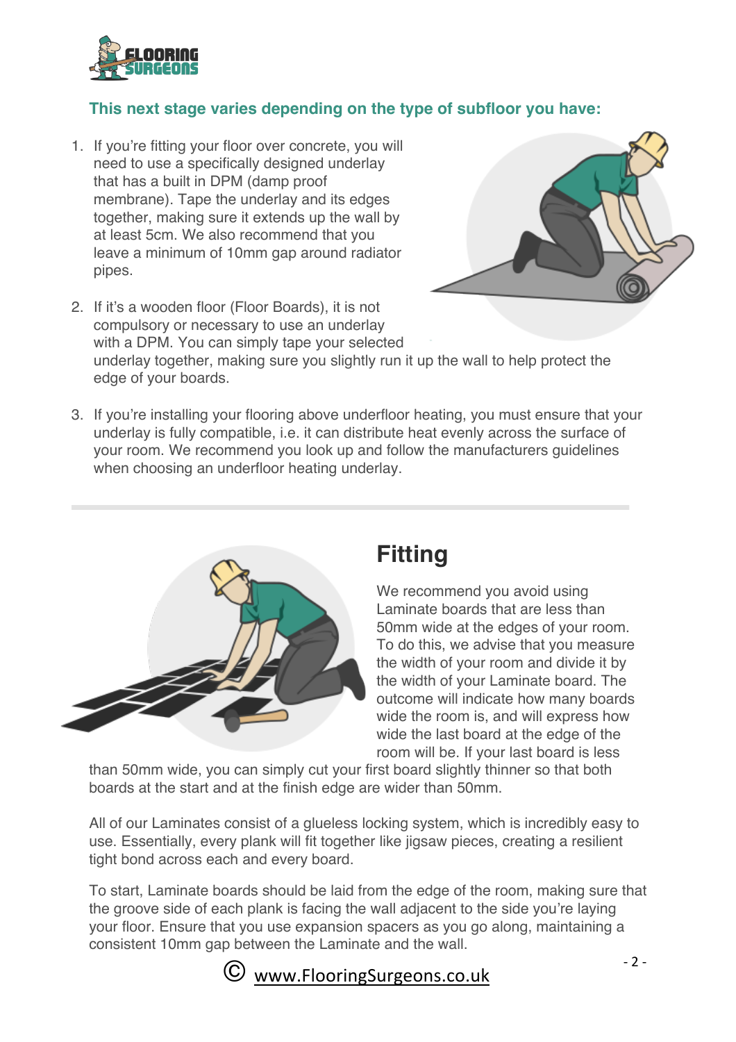**This next stage varies depending on the type of subfloor you have:**

1. If you're fitting your floor over concrete, you will need to use a specifically designed underlay that has a built in DPM (damp proof membrane). Tape the underlay and its edges together, making sure it extends up the wall by at least 5cm. We also recommend that you leave a minimum of 10mm gap around radiator pipes.

2. If it's a wooden floor (Floor Boards), it is not compulsory or necessary to use an underlay with a DPM. You can simply tape your selected underlay together, making sure you slightly run it up the wall to help protect the edge of your boards.

3. If you're installing your flooring above underfloor heating, you must ensure that your underlay is fully compatible, i.e. it can distribute heat evenly across the surface of your room. We recommend you look up and follow the manufacturers guidelines when choosing an underfloor heating underlay.

---

## Fitting

We recommend you avoid using Laminate boards that are less than 50mm wide at the edges of your room. To do this, we advise that you measure the width of your room and divide it by the width of your Laminate board. The outcome will indicate how many boards wide the room is, and will express how wide the last board at the edge of the room will be. If your last board is less than 50mm wide, you can simply cut your first board slightly thinner so that both boards at the start and at the finish edge are wider than 50mm.

All of our Laminates consist of a glueless locking system, which is incredibly easy to use. Essentially, every plank will fit together like jigsaw pieces, creating a resilient tight bond across each and every board.

To start, Laminate boards should be laid from the edge of the room, making sure that the groove side of each plank is facing the wall adjacent to the side you're laying your floor. Ensure that you use expansion spacers as you go along, maintaining a consistent 10mm gap between the Laminate and the wall.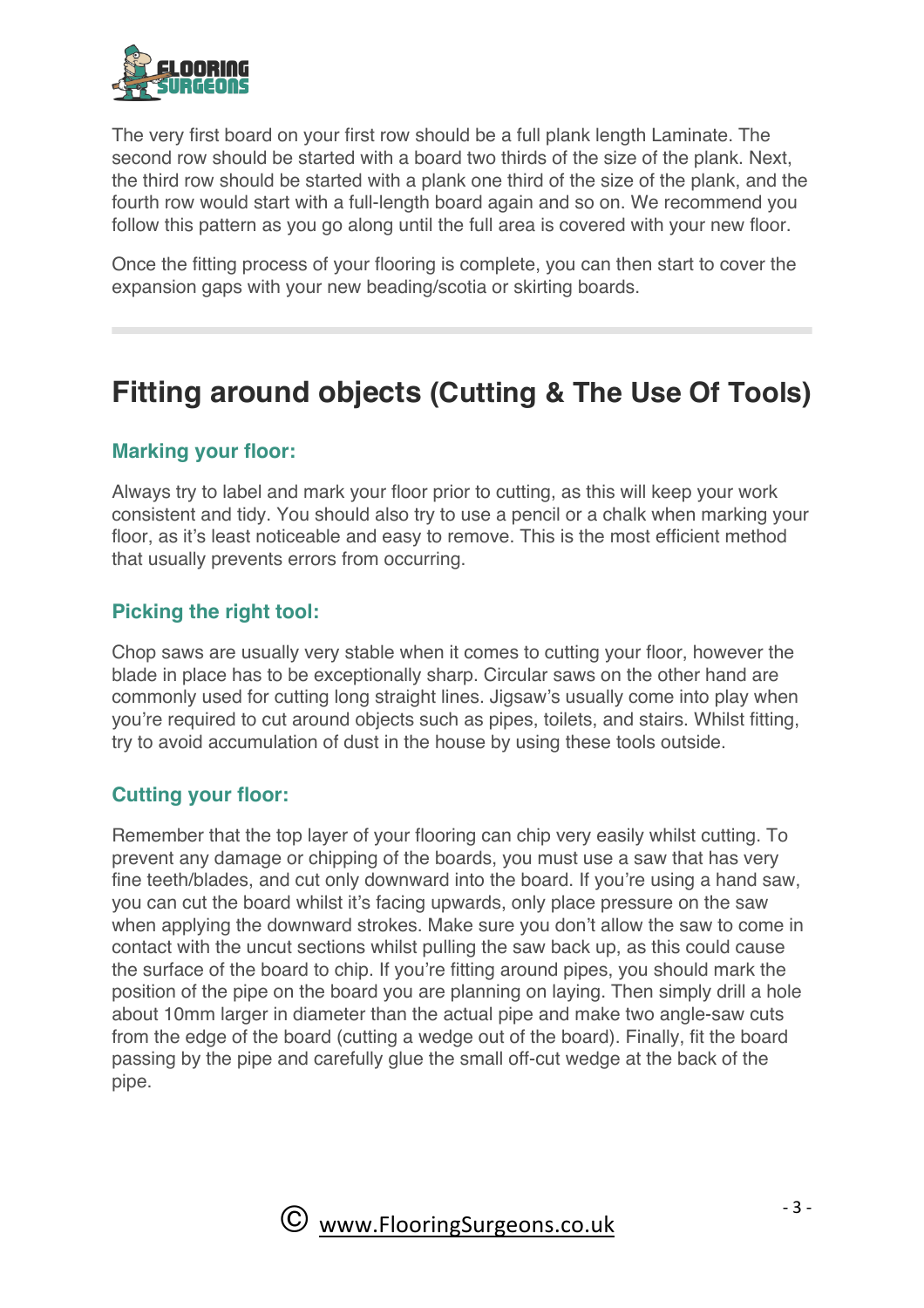The very first board on your first row should be a full plank length Laminate. The second row should be started with a board two thirds of the size of the plank. Next, the third row should be started with a plank one third of the size of the plank, and the fourth row would start with a full-length board again and so on. We recommend you follow this pattern as you go along until the full area is covered with your new floor.

Once the fitting process of your flooring is complete, you can then start to cover the expansion gaps with your new beading/scotia or skirting boards.

---

## Fitting around objects (Cutting & The Use Of Tools)

### Marking your floor:

Always try to label and mark your floor prior to cutting, as this will keep your work consistent and tidy. You should also try to use a pencil or a chalk when marking your floor, as it's least noticeable and easy to remove. This is the most efficient method that usually prevents errors from occurring.

### Picking the right tool:

Chop saws are usually very stable when it comes to cutting your floor, however the blade in place has to be exceptionally sharp. Circular saws on the other hand are commonly used for cutting long straight lines. Jigsaw's usually come into play when you're required to cut around objects such as pipes, toilets, and stairs. Whilst fitting, try to avoid accumulation of dust in the house by using these tools outside.

### Cutting your floor:

Remember that the top layer of your flooring can chip very easily whilst cutting. To prevent any damage or chipping of the boards, you must use a saw that has very fine teeth/blades, and cut only downward into the board. If you're using a hand saw, you can cut the board whilst it's facing upwards, only place pressure on the saw when applying the downward strokes. Make sure you don't allow the saw to come in contact with the uncut sections whilst pulling the saw back up, as this could cause the surface of the board to chip. If you're fitting around pipes, you should mark the position of the pipe on the board you are planning on laying. Then simply drill a hole about 10mm larger in diameter than the actual pipe and make two angle-saw cuts from the edge of the board (cutting a wedge out of the board). Finally, fit the board passing by the pipe and carefully glue the small off-cut wedge at the back of the pipe.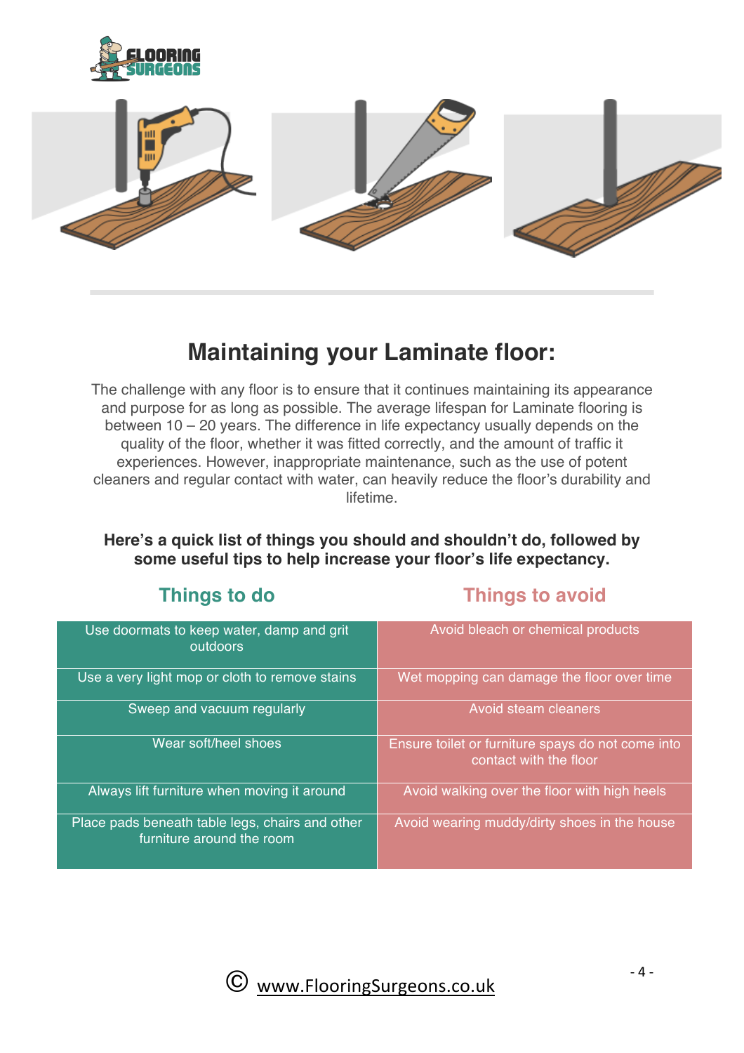## Maintaining your Laminate floor:

The challenge with any floor is to ensure that it continues maintaining its appearance and purpose for as long as possible. The average lifespan for Laminate flooring is between 10 – 20 years. The difference in life expectancy usually depends on the quality of the floor, whether it was fitted correctly, and the amount of traffic it experiences. However, inappropriate maintenance, such as the use of potent cleaners and regular contact with water, can heavily reduce the floor's durability and lifetime.

**Here's a quick list of things you should and shouldn't do, followed by some useful tips to help increase your floor's life expectancy.**

| Things to do | Things to avoid |
| --- | --- |
| Use doormats to keep water, damp and grit outdoors | Avoid bleach or chemical products |
| Use a very light mop or cloth to remove stains | Wet mopping can damage the floor over time |
| Sweep and vacuum regularly | Avoid steam cleaners |
| Wear soft/heel shoes | Ensure toilet or furniture spays do not come into contact with the floor |
| Always lift furniture when moving it around | Avoid walking over the floor with high heels |
| Place pads beneath table legs, chairs and other furniture around the room | Avoid wearing muddy/dirty shoes in the house |

© www.FlooringSurgeons.co.uk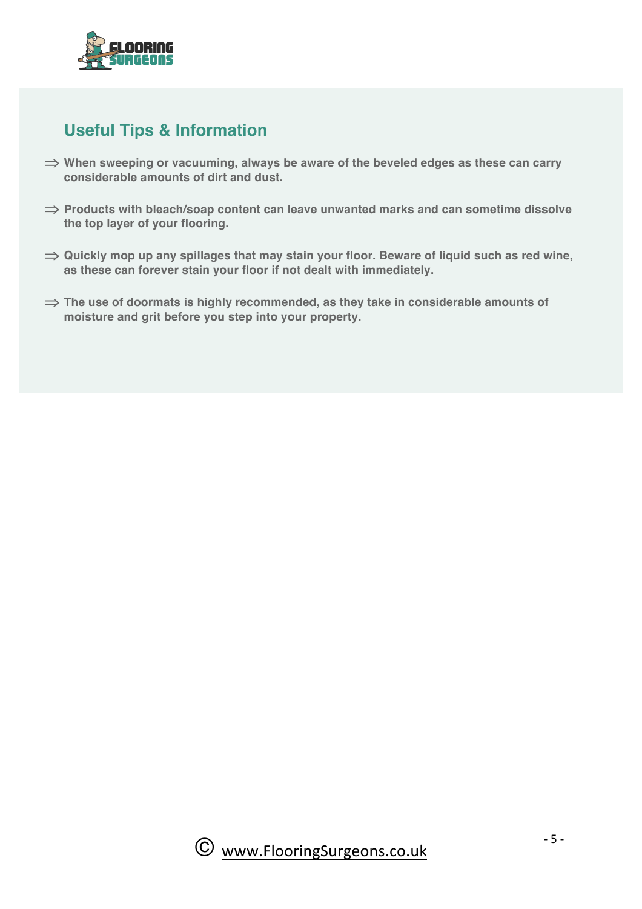## Useful Tips & Information

⇒ **When sweeping or vacuuming, always be aware of the beveled edges as these can carry considerable amounts of dirt and dust.**

⇒ **Products with bleach/soap content can leave unwanted marks and can sometime dissolve the top layer of your flooring.**

⇒ **Quickly mop up any spillages that may stain your floor. Beware of liquid such as red wine, as these can forever stain your floor if not dealt with immediately.**

⇒ **The use of doormats is highly recommended, as they take in considerable amounts of moisture and grit before you step into your property.**